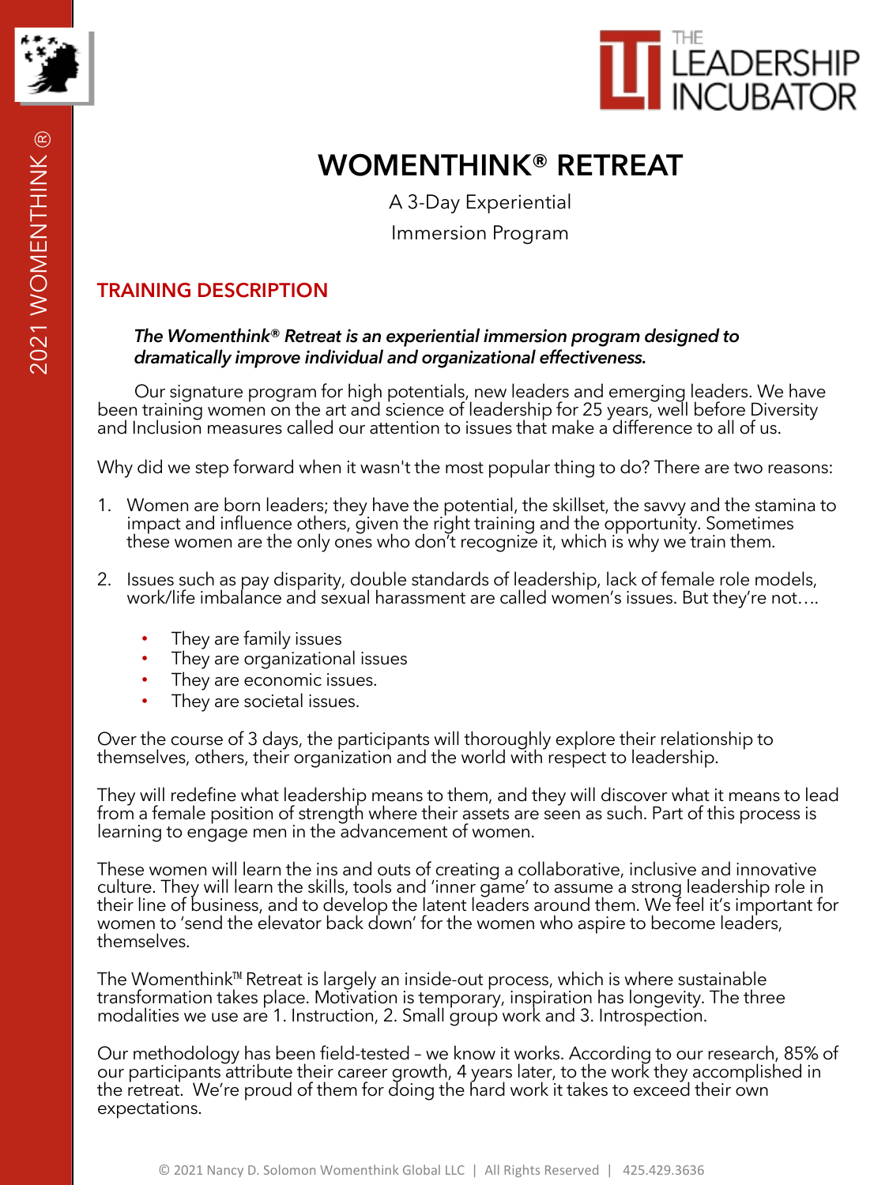# WOMENTHINK® RETREAT

A 3-Day Experiential

Immersion Program

## TRAINING DESCRIPTION

***The Womenthink® Retreat is an experiential immersion program designed to dramatically improve individual and organizational effectiveness.***

Our signature program for high potentials, new leaders and emerging leaders. We have been training women on the art and science of leadership for 25 years, well before Diversity and Inclusion measures called our attention to issues that make a difference to all of us.

Why did we step forward when it wasn't the most popular thing to do? There are two reasons:

1. Women are born leaders; they have the potential, the skillset, the savvy and the stamina to impact and influence others, given the right training and the opportunity. Sometimes these women are the only ones who don't recognize it, which is why we train them.

2. Issues such as pay disparity, double standards of leadership, lack of female role models, work/life imbalance and sexual harassment are called women's issues. But they're not….

   - They are family issues
   - They are organizational issues
   - They are economic issues.
   - They are societal issues.

Over the course of 3 days, the participants will thoroughly explore their relationship to themselves, others, their organization and the world with respect to leadership.

They will redefine what leadership means to them, and they will discover what it means to lead from a female position of strength where their assets are seen as such. Part of this process is learning to engage men in the advancement of women.

These women will learn the ins and outs of creating a collaborative, inclusive and innovative culture. They will learn the skills, tools and 'inner game' to assume a strong leadership role in their line of business, and to develop the latent leaders around them. We feel it's important for women to 'send the elevator back down' for the women who aspire to become leaders, themselves.

The Womenthink™ Retreat is largely an inside-out process, which is where sustainable transformation takes place. Motivation is temporary, inspiration has longevity. The three modalities we use are 1. Instruction, 2. Small group work and 3. Introspection.

Our methodology has been field-tested – we know it works. According to our research, 85% of our participants attribute their career growth, 4 years later, to the work they accomplished in the retreat. We're proud of them for doing the hard work it takes to exceed their own expectations.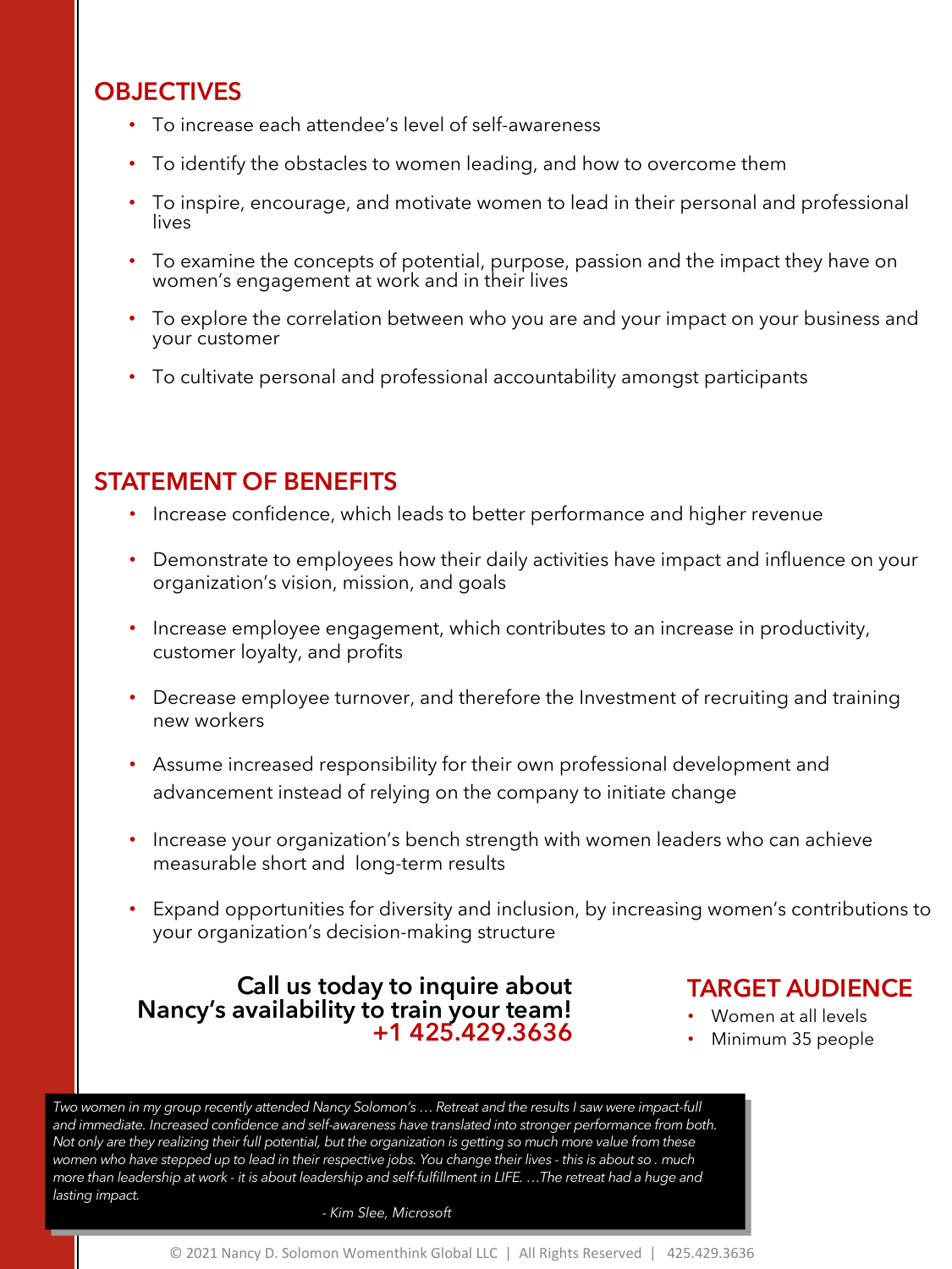## OBJECTIVES

- To increase each attendee's level of self-awareness
- To identify the obstacles to women leading, and how to overcome them
- To inspire, encourage, and motivate women to lead in their personal and professional lives
- To examine the concepts of potential, purpose, passion and the impact they have on women's engagement at work and in their lives
- To explore the correlation between who you are and your impact on your business and your customer
- To cultivate personal and professional accountability amongst participants

## STATEMENT OF BENEFITS

- Increase confidence, which leads to better performance and higher revenue
- Demonstrate to employees how their daily activities have impact and influence on your organization's vision, mission, and goals
- Increase employee engagement, which contributes to an increase in productivity, customer loyalty, and profits
- Decrease employee turnover, and therefore the Investment of recruiting and training new workers
- Assume increased responsibility for their own professional development and advancement instead of relying on the company to initiate change
- Increase your organization's bench strength with women leaders who can achieve measurable short and long-term results
- Expand opportunities for diversity and inclusion, by increasing women's contributions to your organization's decision-making structure

**Call us today to inquire about Nancy's availability to train your team!**
**+1 425.429.3636**

## TARGET AUDIENCE

- Women at all levels
- Minimum 35 people

*Two women in my group recently attended Nancy Solomon's … Retreat and the results I saw were impact-full and immediate. Increased confidence and self-awareness have translated into stronger performance from both. Not only are they realizing their full potential, but the organization is getting so much more value from these women who have stepped up to lead in their respective jobs. You change their lives - this is about so . much more than leadership at work - it is about leadership and self-fulfillment in LIFE. …The retreat had a huge and lasting impact.*

*- Kim Slee, Microsoft*

© 2021 Nancy D. Solomon Womenthink Global LLC | All Rights Reserved | 425.429.3636